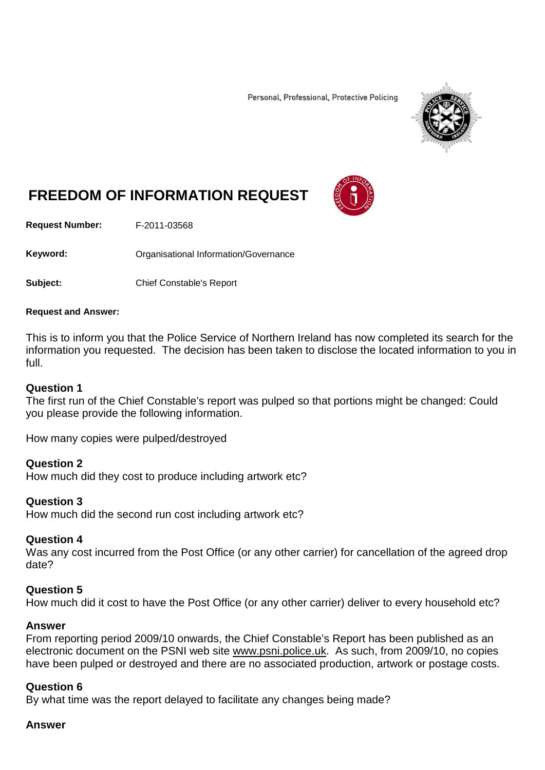Personal, Professional, Protective Policing

# FREEDOM OF INFORMATION REQUEST

**Request Number:** F-2011-03568

**Keyword:** Organisational Information/Governance

**Subject:** Chief Constable's Report

**Request and Answer:**

This is to inform you that the Police Service of Northern Ireland has now completed its search for the information you requested. The decision has been taken to disclose the located information to you in full.

**Question 1**
The first run of the Chief Constable's report was pulped so that portions might be changed: Could you please provide the following information.

How many copies were pulped/destroyed

**Question 2**
How much did they cost to produce including artwork etc?

**Question 3**
How much did the second run cost including artwork etc?

**Question 4**
Was any cost incurred from the Post Office (or any other carrier) for cancellation of the agreed drop date?

**Question 5**
How much did it cost to have the Post Office (or any other carrier) deliver to every household etc?

**Answer**
From reporting period 2009/10 onwards, the Chief Constable's Report has been published as an electronic document on the PSNI web site www.psni.police.uk. As such, from 2009/10, no copies have been pulped or destroyed and there are no associated production, artwork or postage costs.

**Question 6**
By what time was the report delayed to facilitate any changes being made?

**Answer**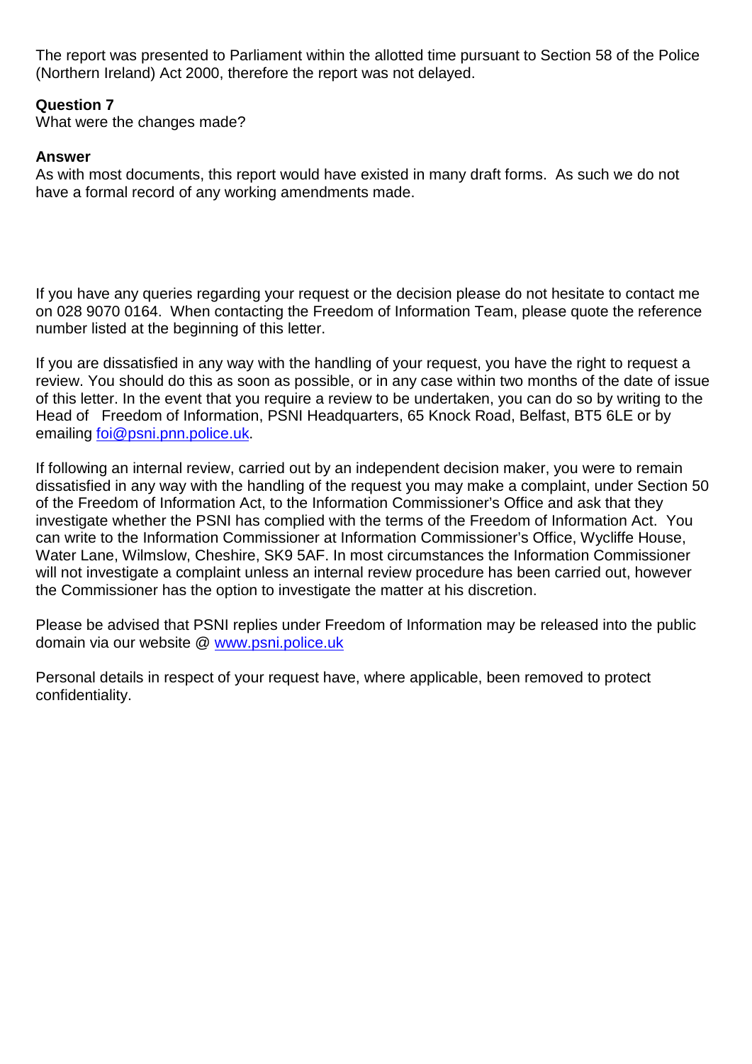The report was presented to Parliament within the allotted time pursuant to Section 58 of the Police (Northern Ireland) Act 2000, therefore the report was not delayed.

**Question 7**
What were the changes made?

**Answer**
As with most documents, this report would have existed in many draft forms. As such we do not have a formal record of any working amendments made.

If you have any queries regarding your request or the decision please do not hesitate to contact me on 028 9070 0164. When contacting the Freedom of Information Team, please quote the reference number listed at the beginning of this letter.

If you are dissatisfied in any way with the handling of your request, you have the right to request a review. You should do this as soon as possible, or in any case within two months of the date of issue of this letter. In the event that you require a review to be undertaken, you can do so by writing to the Head of Freedom of Information, PSNI Headquarters, 65 Knock Road, Belfast, BT5 6LE or by emailing foi@psni.pnn.police.uk.

If following an internal review, carried out by an independent decision maker, you were to remain dissatisfied in any way with the handling of the request you may make a complaint, under Section 50 of the Freedom of Information Act, to the Information Commissioner's Office and ask that they investigate whether the PSNI has complied with the terms of the Freedom of Information Act. You can write to the Information Commissioner at Information Commissioner's Office, Wycliffe House, Water Lane, Wilmslow, Cheshire, SK9 5AF. In most circumstances the Information Commissioner will not investigate a complaint unless an internal review procedure has been carried out, however the Commissioner has the option to investigate the matter at his discretion.

Please be advised that PSNI replies under Freedom of Information may be released into the public domain via our website @ www.psni.police.uk

Personal details in respect of your request have, where applicable, been removed to protect confidentiality.